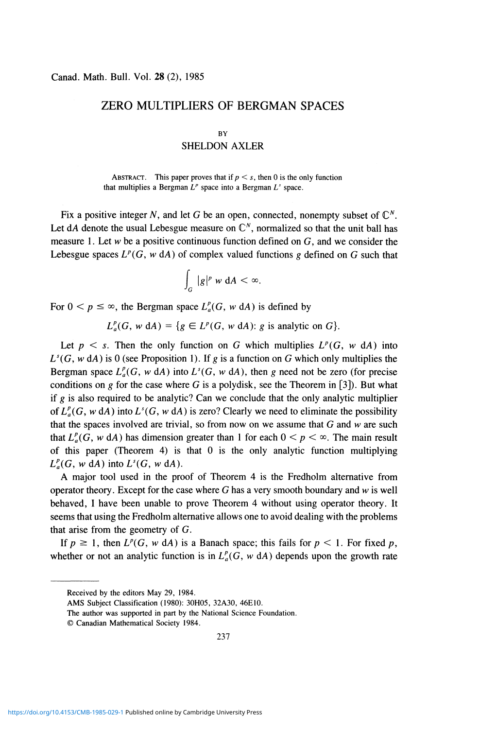# ZERO MULTIPLIERS OF BERGMAN SPACES

BY

SHELDON AXLER

ABSTRACT. This paper proves that if $p < s$, then 0 is the only function that multiplies a Bergman $L^p$ space into a Bergman $L^s$ space.

Fix a positive integer $N$, and let $G$ be an open, connected, nonempty subset of $\mathbf{C}^N$. Let $dA$ denote the usual Lebesgue measure on $\mathbf{C}^N$, normalized so that the unit ball has measure 1. Let $w$ be a positive continuous function defined on $G$, and we consider the Lebesgue spaces $L^p(G, w\, dA)$ of complex valued functions $g$ defined on $G$ such that

$$\int_G |g|^p\, w\, dA < \infty.$$

For $0 < p \leq \infty$, the Bergman space $L_a^p(G, w\, dA)$ is defined by

$$L_a^p(G, w\, dA) = \{g \in L^p(G, w\, dA): g \text{ is analytic on } G\}.$$

Let $p < s$. Then the only function on $G$ which multiplies $L^p(G, w\, dA)$ into $L^s(G, w\, dA)$ is 0 (see Proposition 1). If $g$ is a function on $G$ which only multiplies the Bergman space $L_a^p(G, w\, dA)$ into $L^s(G, w\, dA)$, then $g$ need not be zero (for precise conditions on $g$ for the case where $G$ is a polydisk, see the Theorem in [3]). But what if $g$ is also required to be analytic? Can we conclude that the only analytic multiplier of $L_a^p(G, w\, dA)$ into $L^s(G, w\, dA)$ is zero? Clearly we need to eliminate the possibility that the spaces involved are trivial, so from now on we assume that $G$ and $w$ are such that $L_a^p(G, w\, dA)$ has dimension greater than 1 for each $0 < p < \infty$. The main result of this paper (Theorem 4) is that 0 is the only analytic function multiplying $L_a^p(G, w\, dA)$ into $L^s(G, w\, dA)$.

A major tool used in the proof of Theorem 4 is the Fredholm alternative from operator theory. Except for the case where $G$ has a very smooth boundary and $w$ is well behaved, I have been unable to prove Theorem 4 without using operator theory. It seems that using the Fredholm alternative allows one to avoid dealing with the problems that arise from the geometry of $G$.

If $p \geq 1$, then $L^p(G, w\, dA)$ is a Banach space; this fails for $p < 1$. For fixed $p$, whether or not an analytic function is in $L_a^p(G, w\, dA)$ depends upon the growth rate

---

Received by the editors May 29, 1984.

AMS Subject Classification (1980): 30H05, 32A30, 46E10.

The author was supported in part by the National Science Foundation.

© Canadian Mathematical Society 1984.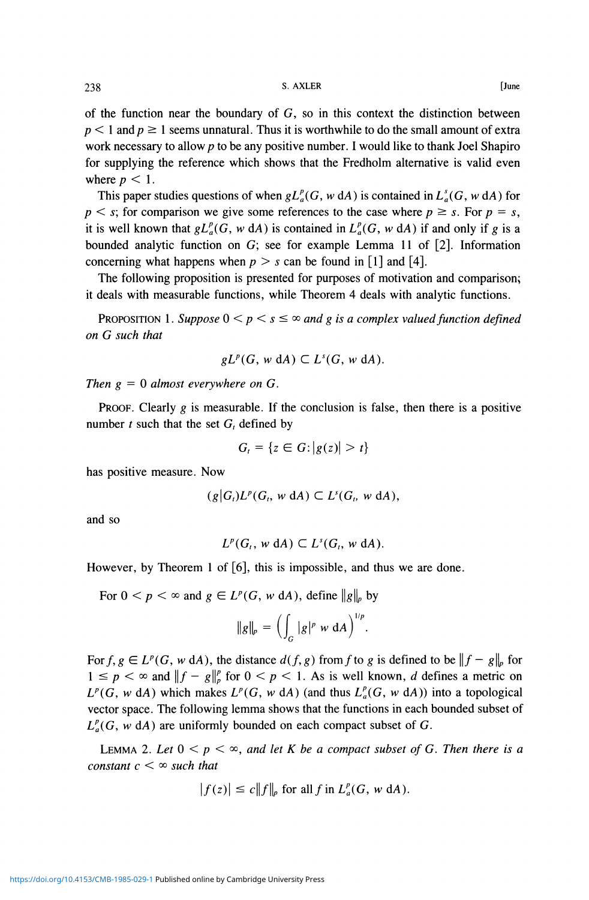of the function near the boundary of $G$, so in this context the distinction between $p < 1$ and $p \geq 1$ seems unnatural. Thus it is worthwhile to do the small amount of extra work necessary to allow $p$ to be any positive number. I would like to thank Joel Shapiro for supplying the reference which shows that the Fredholm alternative is valid even where $p < 1$.

This paper studies questions of when $gL^p_a(G, w\,\mathrm{d}A)$ is contained in $L^s_a(G, w\,\mathrm{d}A)$ for $p < s$; for comparison we give some references to the case where $p \geq s$. For $p = s$, it is well known that $gL^p_a(G, w\,\mathrm{d}A)$ is contained in $L^p_a(G, w\,\mathrm{d}A)$ if and only if $g$ is a bounded analytic function on $G$; see for example Lemma 11 of [2]. Information concerning what happens when $p > s$ can be found in [1] and [4].

The following proposition is presented for purposes of motivation and comparison; it deals with measurable functions, while Theorem 4 deals with analytic functions.

PROPOSITION 1. *Suppose $0 < p < s \leq \infty$ and $g$ is a complex valued function defined on $G$ such that*

$$gL^p(G, w\,\mathrm{d}A) \subset L^s(G, w\,\mathrm{d}A).$$

*Then $g = 0$ almost everywhere on $G$.*

PROOF. Clearly $g$ is measurable. If the conclusion is false, then there is a positive number $t$ such that the set $G_t$ defined by

$$G_t = \{z \in G: |g(z)| > t\}$$

has positive measure. Now

$$(g|G_t)L^p(G_t, w\,\mathrm{d}A) \subset L^s(G_t, w\,\mathrm{d}A),$$

and so

$$L^p(G_t, w\,\mathrm{d}A) \subset L^s(G_t, w\,\mathrm{d}A).$$

However, by Theorem 1 of [6], this is impossible, and thus we are done.

For $0 < p < \infty$ and $g \in L^p(G, w\,\mathrm{d}A)$, define $\|g\|_p$ by

$$\|g\|_p = \left(\int_G |g|^p\, w\,\mathrm{d}A\right)^{1/p}.$$

For $f, g \in L^p(G, w\,\mathrm{d}A)$, the distance $d(f, g)$ from $f$ to $g$ is defined to be $\|f - g\|_p$ for $1 \leq p < \infty$ and $\|f - g\|_p^p$ for $0 < p < 1$. As is well known, $d$ defines a metric on $L^p(G, w\,\mathrm{d}A)$ which makes $L^p(G, w\,\mathrm{d}A)$ (and thus $L^p_a(G, w\,\mathrm{d}A)$) into a topological vector space. The following lemma shows that the functions in each bounded subset of $L^p_a(G, w\,\mathrm{d}A)$ are uniformly bounded on each compact subset of $G$.

LEMMA 2. *Let $0 < p < \infty$, and let $K$ be a compact subset of $G$. Then there is a constant $c < \infty$ such that*

$$|f(z)| \leq c\|f\|_p \text{ for all } f \text{ in } L^p_a(G, w\,\mathrm{d}A).$$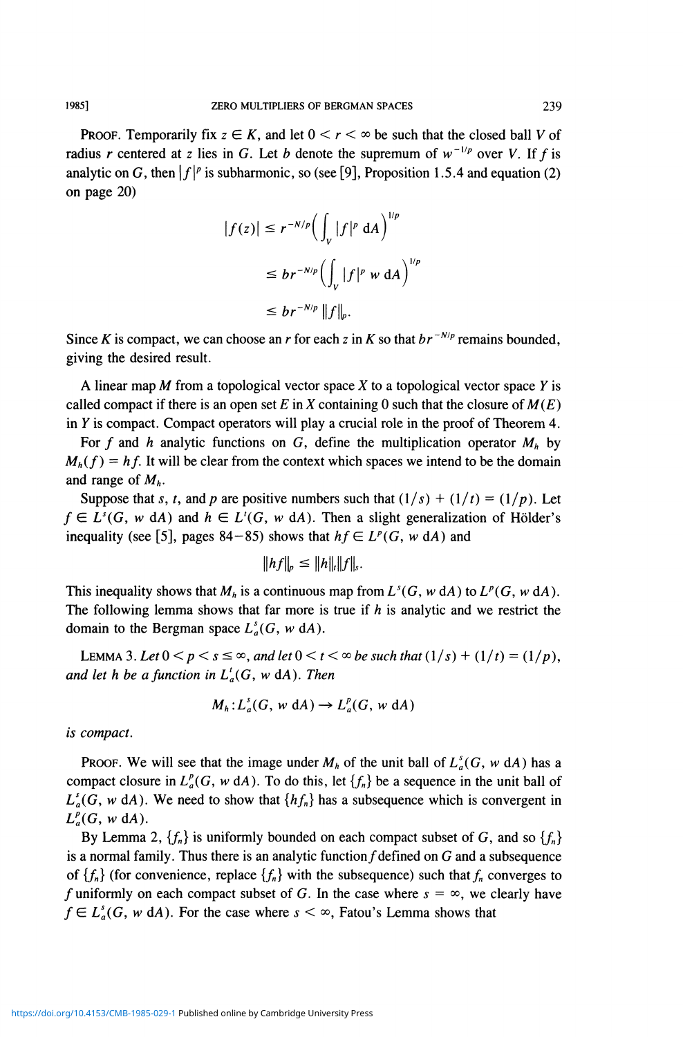PROOF. Temporarily fix $z \in K$, and let $0 < r < \infty$ be such that the closed ball $V$ of radius $r$ centered at $z$ lies in $G$. Let $b$ denote the supremum of $w^{-1/p}$ over $V$. If $f$ is analytic on $G$, then $|f|^p$ is subharmonic, so (see [9], Proposition 1.5.4 and equation (2) on page 20)

$$
\begin{aligned}
|f(z)| &\leq r^{-N/p}\left(\int_V |f|^p \, \mathrm{d}A\right)^{1/p} \\
&\leq b r^{-N/p}\left(\int_V |f|^p \, w \, \mathrm{d}A\right)^{1/p} \\
&\leq b r^{-N/p} \|f\|_p.
\end{aligned}
$$

Since $K$ is compact, we can choose an $r$ for each $z$ in $K$ so that $br^{-N/p}$ remains bounded, giving the desired result.

A linear map $M$ from a topological vector space $X$ to a topological vector space $Y$ is called compact if there is an open set $E$ in $X$ containing 0 such that the closure of $M(E)$ in $Y$ is compact. Compact operators will play a crucial role in the proof of Theorem 4.

For $f$ and $h$ analytic functions on $G$, define the multiplication operator $M_h$ by $M_h(f) = hf$. It will be clear from the context which spaces we intend to be the domain and range of $M_h$.

Suppose that $s$, $t$, and $p$ are positive numbers such that $(1/s) + (1/t) = (1/p)$. Let $f \in L^s(G, w\,\mathrm{d}A)$ and $h \in L^t(G, w\,\mathrm{d}A)$. Then a slight generalization of Hölder's inequality (see [5], pages 84–85) shows that $hf \in L^p(G, w\,\mathrm{d}A)$ and

$$
\|hf\|_p \leq \|h\|_t \|f\|_s.
$$

This inequality shows that $M_h$ is a continuous map from $L^s(G, w\,\mathrm{d}A)$ to $L^p(G, w\,\mathrm{d}A)$. The following lemma shows that far more is true if $h$ is analytic and we restrict the domain to the Bergman space $L^s_a(G, w\,\mathrm{d}A)$.

LEMMA 3. *Let $0 < p < s \leq \infty$, and let $0 < t < \infty$ be such that $(1/s) + (1/t) = (1/p)$, and let $h$ be a function in $L^t_a(G, w\,\mathrm{d}A)$. Then*

$$
M_h : L^s_a(G, w\,\mathrm{d}A) \to L^p_a(G, w\,\mathrm{d}A)
$$

*is compact.*

PROOF. We will see that the image under $M_h$ of the unit ball of $L^s_a(G, w\,\mathrm{d}A)$ has a compact closure in $L^p_a(G, w\,\mathrm{d}A)$. To do this, let $\{f_n\}$ be a sequence in the unit ball of $L^s_a(G, w\,\mathrm{d}A)$. We need to show that $\{hf_n\}$ has a subsequence which is convergent in $L^p_a(G, w\,\mathrm{d}A)$.

By Lemma 2, $\{f_n\}$ is uniformly bounded on each compact subset of $G$, and so $\{f_n\}$ is a normal family. Thus there is an analytic function $f$ defined on $G$ and a subsequence of $\{f_n\}$ (for convenience, replace $\{f_n\}$ with the subsequence) such that $f_n$ converges to $f$ uniformly on each compact subset of $G$. In the case where $s = \infty$, we clearly have $f \in L^s_a(G, w\,\mathrm{d}A)$. For the case where $s < \infty$, Fatou's Lemma shows that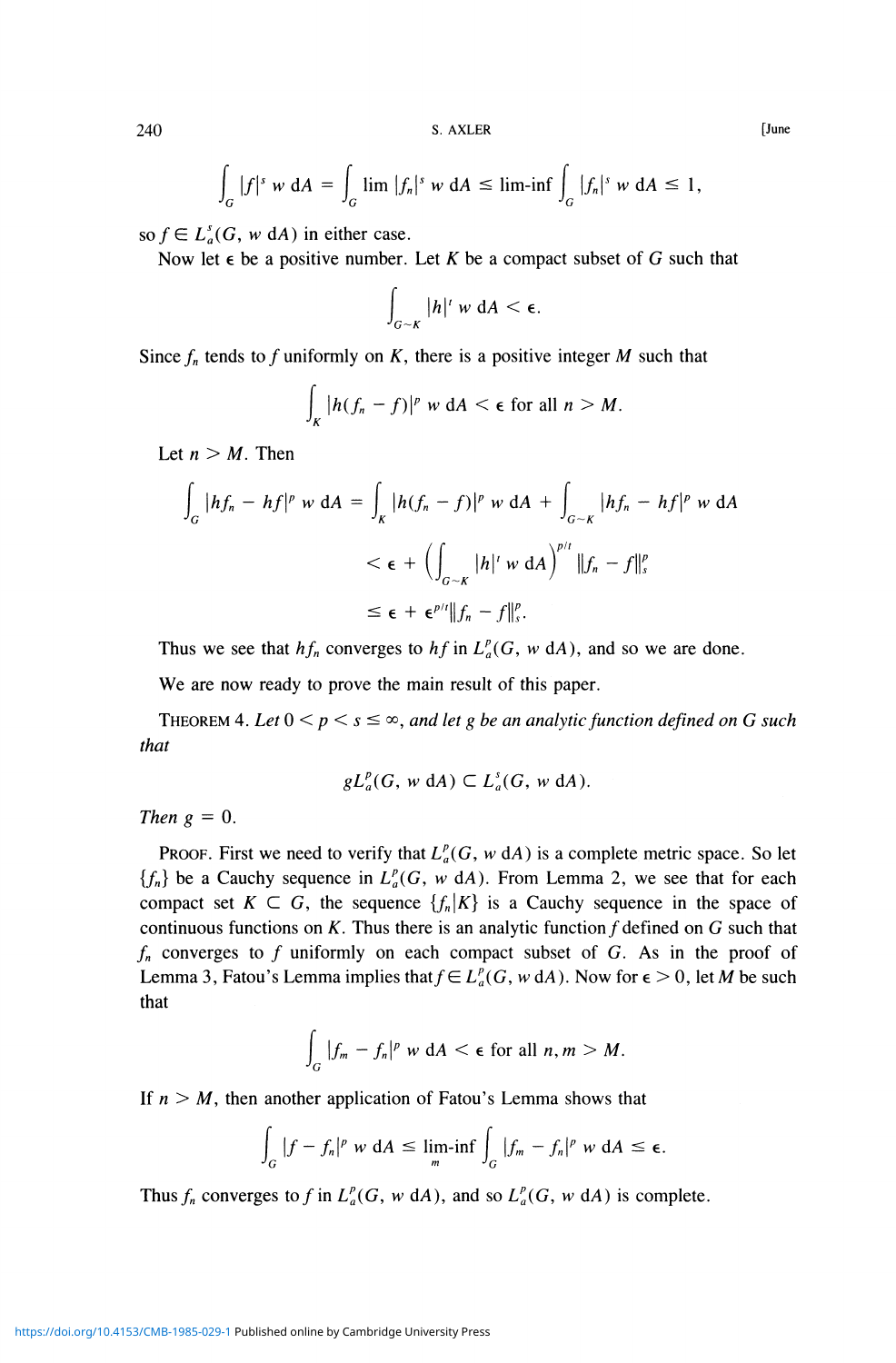$$\int_G |f|^s \, w \, dA = \int_G \lim |f_n|^s \, w \, dA \leq \text{lim-inf} \int_G |f_n|^s \, w \, dA \leq 1,$$

so $f \in L_a^s(G, w\, dA)$ in either case.

Now let $\epsilon$ be a positive number. Let $K$ be a compact subset of $G$ such that

$$\int_{G \sim K} |h|^t \, w \, dA < \epsilon.$$

Since $f_n$ tends to $f$ uniformly on $K$, there is a positive integer $M$ such that

$$\int_K |h(f_n - f)|^p \, w \, dA < \epsilon \text{ for all } n > M.$$

Let $n > M$. Then

$$\begin{aligned}
\int_G |hf_n - hf|^p \, w \, dA &= \int_K |h(f_n - f)|^p \, w \, dA + \int_{G \sim K} |hf_n - hf|^p \, w \, dA \\
&< \epsilon + \left( \int_{G \sim K} |h|^t \, w \, dA \right)^{p/t} \|f_n - f\|_s^p \\
&\leq \epsilon + \epsilon^{p/t} \|f_n - f\|_s^p.
\end{aligned}$$

Thus we see that $hf_n$ converges to $hf$ in $L_a^p(G, w\, dA)$, and so we are done.

We are now ready to prove the main result of this paper.

THEOREM 4. *Let $0 < p < s \leq \infty$, and let $g$ be an analytic function defined on $G$ such that*

$$gL_a^p(G, w\, dA) \subset L_a^s(G, w\, dA).$$

*Then $g = 0$.*

PROOF. First we need to verify that $L_a^p(G, w\, dA)$ is a complete metric space. So let $\{f_n\}$ be a Cauchy sequence in $L_a^p(G, w\, dA)$. From Lemma 2, we see that for each compact set $K \subset G$, the sequence $\{f_n | K\}$ is a Cauchy sequence in the space of continuous functions on $K$. Thus there is an analytic function $f$ defined on $G$ such that $f_n$ converges to $f$ uniformly on each compact subset of $G$. As in the proof of Lemma 3, Fatou's Lemma implies that $f \in L_a^p(G, w\, dA)$. Now for $\epsilon > 0$, let $M$ be such that

$$\int_G |f_m - f_n|^p \, w \, dA < \epsilon \text{ for all } n, m > M.$$

If $n > M$, then another application of Fatou's Lemma shows that

$$\int_G |f - f_n|^p \, w \, dA \leq \underset{m}{\text{lim-inf}} \int_G |f_m - f_n|^p \, w \, dA \leq \epsilon.$$

Thus $f_n$ converges to $f$ in $L_a^p(G, w\, dA)$, and so $L_a^p(G, w\, dA)$ is complete.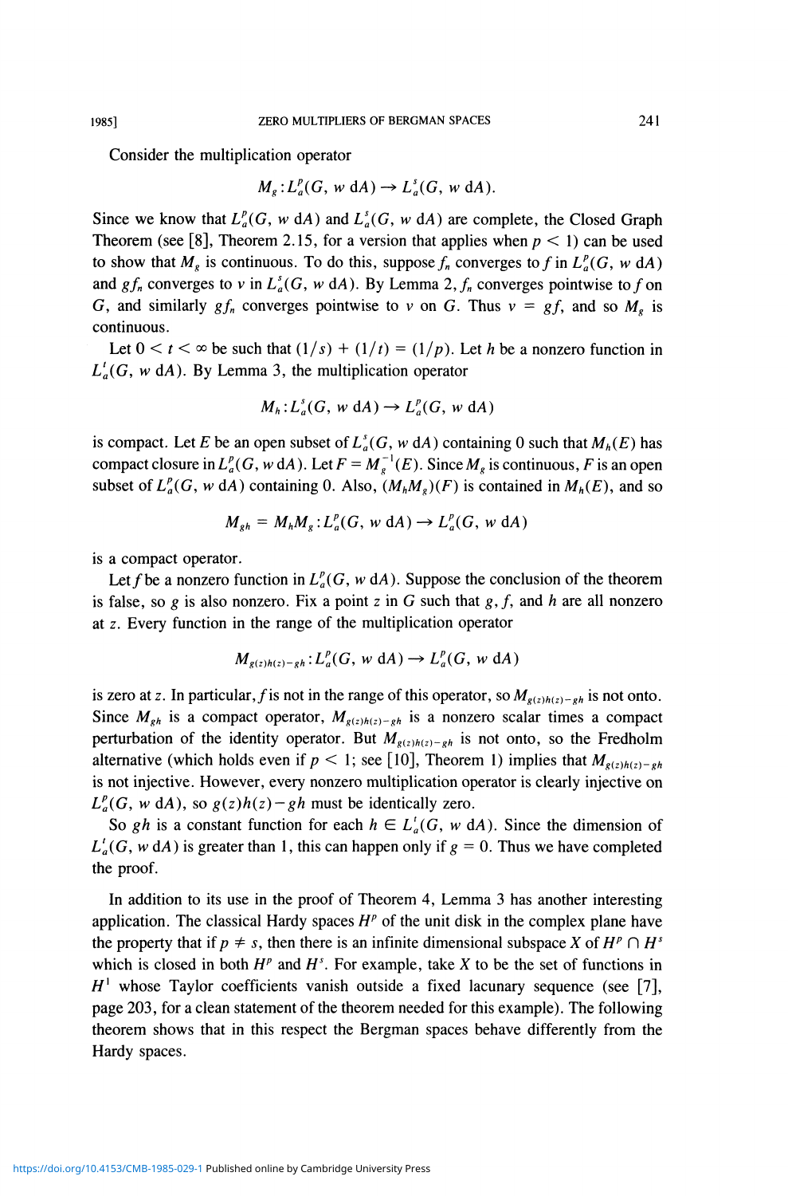Consider the multiplication operator

$$M_g : L_a^p(G, w\, dA) \to L_a^s(G, w\, dA).$$

Since we know that $L_a^p(G, w\, dA)$ and $L_a^s(G, w\, dA)$ are complete, the Closed Graph Theorem (see [8], Theorem 2.15, for a version that applies when $p < 1$) can be used to show that $M_g$ is continuous. To do this, suppose $f_n$ converges to $f$ in $L_a^p(G, w\, dA)$ and $gf_n$ converges to $v$ in $L_a^s(G, w\, dA)$. By Lemma 2, $f_n$ converges pointwise to $f$ on $G$, and similarly $gf_n$ converges pointwise to $v$ on $G$. Thus $v = gf$, and so $M_g$ is continuous.

Let $0 < t < \infty$ be such that $(1/s) + (1/t) = (1/p)$. Let $h$ be a nonzero function in $L_a^t(G, w\, dA)$. By Lemma 3, the multiplication operator

$$M_h : L_a^s(G, w\, dA) \to L_a^p(G, w\, dA)$$

is compact. Let $E$ be an open subset of $L_a^s(G, w\, dA)$ containing 0 such that $M_h(E)$ has compact closure in $L_a^p(G, w\, dA)$. Let $F = M_g^{-1}(E)$. Since $M_g$ is continuous, $F$ is an open subset of $L_a^p(G, w\, dA)$ containing 0. Also, $(M_h M_g)(F)$ is contained in $M_h(E)$, and so

$$M_{gh} = M_h M_g : L_a^p(G, w\, dA) \to L_a^p(G, w\, dA)$$

is a compact operator.

Let $f$ be a nonzero function in $L_a^p(G, w\, dA)$. Suppose the conclusion of the theorem is false, so $g$ is also nonzero. Fix a point $z$ in $G$ such that $g, f$, and $h$ are all nonzero at $z$. Every function in the range of the multiplication operator

$$M_{g(z)h(z)-gh} : L_a^p(G, w\, dA) \to L_a^p(G, w\, dA)$$

is zero at $z$. In particular, $f$ is not in the range of this operator, so $M_{g(z)h(z)-gh}$ is not onto. Since $M_{gh}$ is a compact operator, $M_{g(z)h(z)-gh}$ is a nonzero scalar times a compact perturbation of the identity operator. But $M_{g(z)h(z)-gh}$ is not onto, so the Fredholm alternative (which holds even if $p < 1$; see [10], Theorem 1) implies that $M_{g(z)h(z)-gh}$ is not injective. However, every nonzero multiplication operator is clearly injective on $L_a^p(G, w\, dA)$, so $g(z)h(z) - gh$ must be identically zero.

So $gh$ is a constant function for each $h \in L_a^t(G, w\, dA)$. Since the dimension of $L_a^t(G, w\, dA)$ is greater than 1, this can happen only if $g = 0$. Thus we have completed the proof.

In addition to its use in the proof of Theorem 4, Lemma 3 has another interesting application. The classical Hardy spaces $H^p$ of the unit disk in the complex plane have the property that if $p \neq s$, then there is an infinite dimensional subspace $X$ of $H^p \cap H^s$ which is closed in both $H^p$ and $H^s$. For example, take $X$ to be the set of functions in $H^1$ whose Taylor coefficients vanish outside a fixed lacunary sequence (see [7], page 203, for a clean statement of the theorem needed for this example). The following theorem shows that in this respect the Bergman spaces behave differently from the Hardy spaces.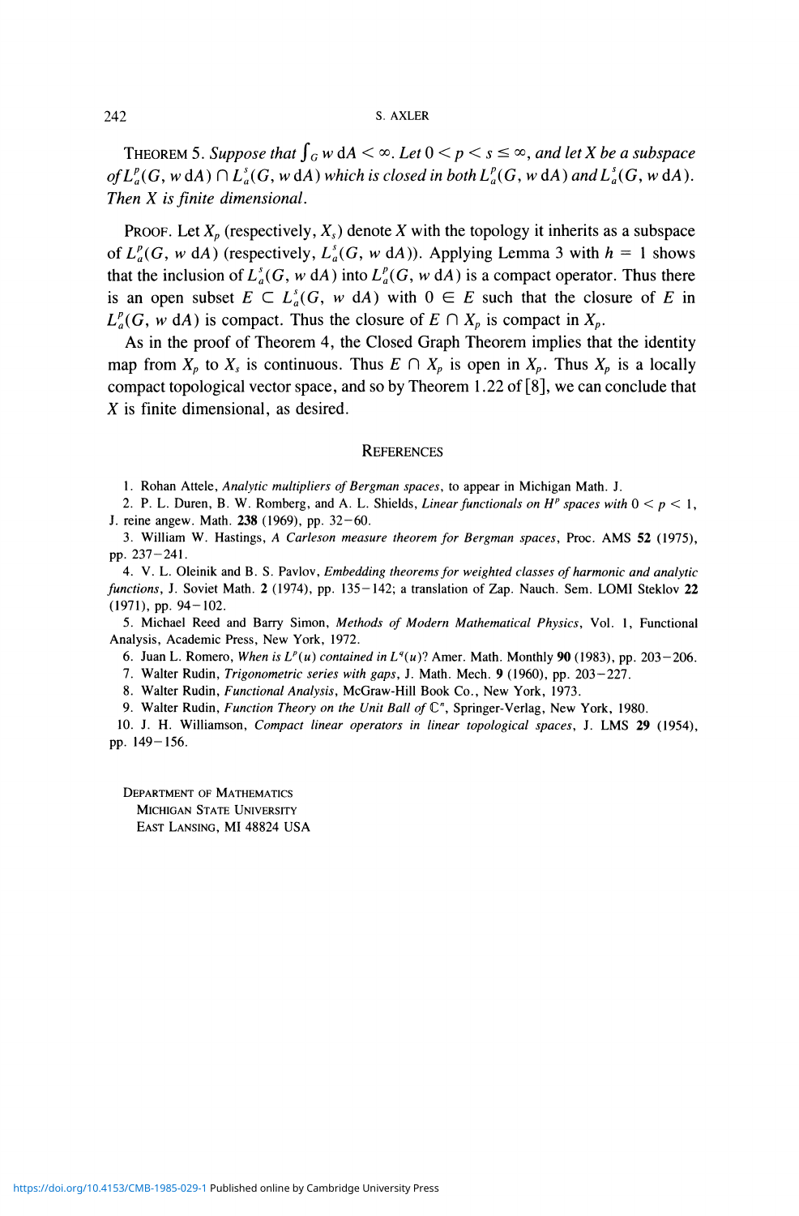THEOREM 5. *Suppose that $\int_G w\, dA < \infty$. Let $0 < p < s \leq \infty$, and let $X$ be a subspace of $L_a^p(G, w\, dA) \cap L_a^s(G, w\, dA)$ which is closed in both $L_a^p(G, w\, dA)$ and $L_a^s(G, w\, dA)$. Then $X$ is finite dimensional.*

PROOF. Let $X_p$ (respectively, $X_s$) denote $X$ with the topology it inherits as a subspace of $L_a^p(G, w\, dA)$ (respectively, $L_a^s(G, w\, dA)$). Applying Lemma 3 with $h = 1$ shows that the inclusion of $L_a^s(G, w\, dA)$ into $L_a^p(G, w\, dA)$ is a compact operator. Thus there is an open subset $E \subset L_a^s(G, w\, dA)$ with $0 \in E$ such that the closure of $E$ in $L_a^p(G, w\, dA)$ is compact. Thus the closure of $E \cap X_p$ is compact in $X_p$.

As in the proof of Theorem 4, the Closed Graph Theorem implies that the identity map from $X_p$ to $X_s$ is continuous. Thus $E \cap X_p$ is open in $X_p$. Thus $X_p$ is a locally compact topological vector space, and so by Theorem 1.22 of [8], we can conclude that $X$ is finite dimensional, as desired.

## REFERENCES

1. Rohan Attele, *Analytic multipliers of Bergman spaces*, to appear in Michigan Math. J.
2. P. L. Duren, B. W. Romberg, and A. L. Shields, *Linear functionals on $H^p$ spaces with $0 < p < 1$*, J. reine angew. Math. **238** (1969), pp. 32–60.
3. William W. Hastings, *A Carleson measure theorem for Bergman spaces*, Proc. AMS **52** (1975), pp. 237–241.
4. V. L. Oleinik and B. S. Pavlov, *Embedding theorems for weighted classes of harmonic and analytic functions*, J. Soviet Math. **2** (1974), pp. 135–142; a translation of Zap. Nauch. Sem. LOMI Steklov **22** (1971), pp. 94–102.
5. Michael Reed and Barry Simon, *Methods of Modern Mathematical Physics*, Vol. 1, Functional Analysis, Academic Press, New York, 1972.
6. Juan L. Romero, *When is $L^p(u)$ contained in $L^q(u)$?* Amer. Math. Monthly **90** (1983), pp. 203–206.
7. Walter Rudin, *Trigonometric series with gaps*, J. Math. Mech. **9** (1960), pp. 203–227.
8. Walter Rudin, *Functional Analysis*, McGraw-Hill Book Co., New York, 1973.
9. Walter Rudin, *Function Theory on the Unit Ball of $\mathbb{C}^n$*, Springer-Verlag, New York, 1980.
10. J. H. Williamson, *Compact linear operators in linear topological spaces*, J. LMS **29** (1954), pp. 149–156.

DEPARTMENT OF MATHEMATICS
MICHIGAN STATE UNIVERSITY
EAST LANSING, MI 48824 USA